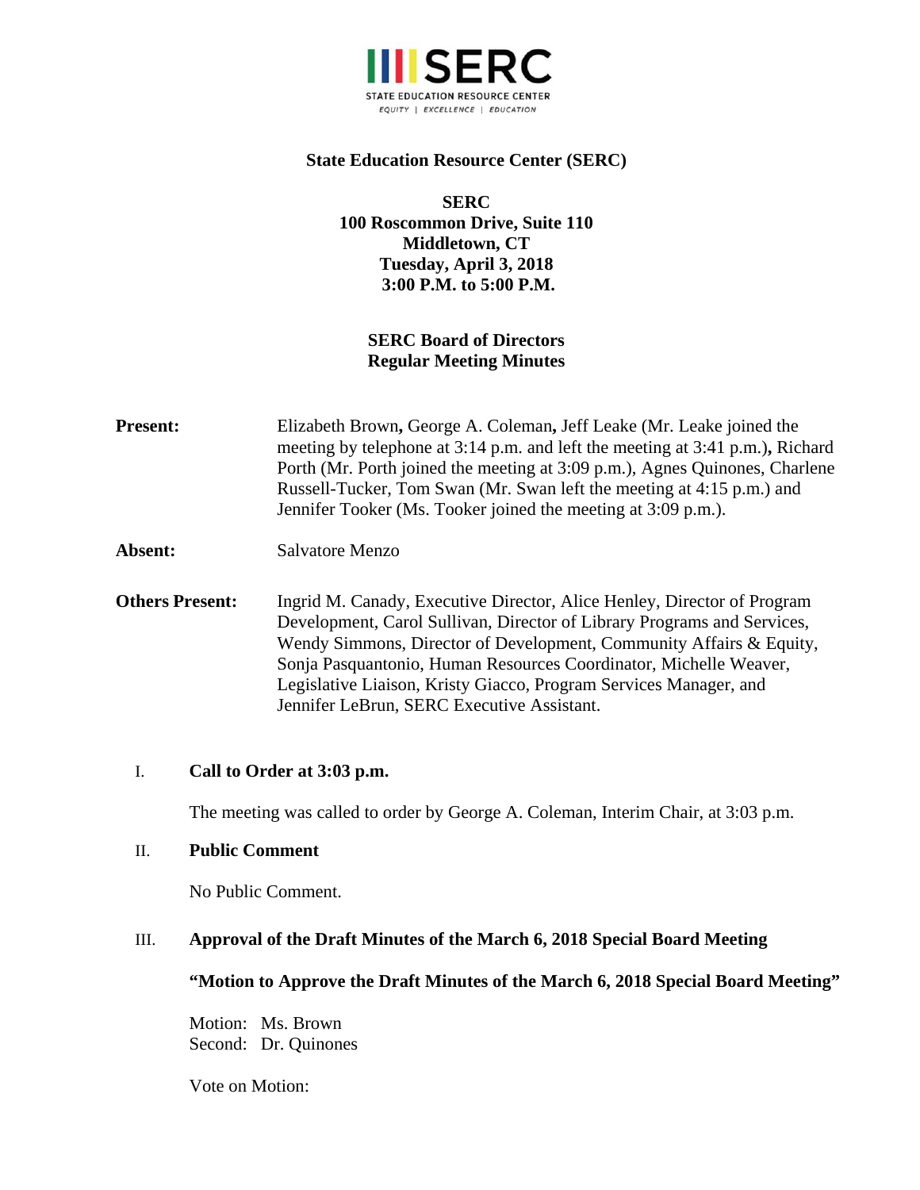**State Education Resource Center (SERC)**

**SERC**
**100 Roscommon Drive, Suite 110**
**Middletown, CT**
**Tuesday, April 3, 2018**
**3:00 P.M. to 5:00 P.M.**

**SERC Board of Directors**
**Regular Meeting Minutes**

**Present:** Elizabeth Brown**,** George A. Coleman**,** Jeff Leake (Mr. Leake joined the meeting by telephone at 3:14 p.m. and left the meeting at 3:41 p.m.)**,** Richard Porth (Mr. Porth joined the meeting at 3:09 p.m.), Agnes Quinones, Charlene Russell-Tucker, Tom Swan (Mr. Swan left the meeting at 4:15 p.m.) and Jennifer Tooker (Ms. Tooker joined the meeting at 3:09 p.m.).

**Absent:** Salvatore Menzo

**Others Present:** Ingrid M. Canady, Executive Director, Alice Henley, Director of Program Development, Carol Sullivan, Director of Library Programs and Services, Wendy Simmons, Director of Development, Community Affairs & Equity, Sonja Pasquantonio, Human Resources Coordinator, Michelle Weaver, Legislative Liaison, Kristy Giacco, Program Services Manager, and Jennifer LeBrun, SERC Executive Assistant.

I. **Call to Order at 3:03 p.m.**

The meeting was called to order by George A. Coleman, Interim Chair, at 3:03 p.m.

II. **Public Comment**

No Public Comment.

III. **Approval of the Draft Minutes of the March 6, 2018 Special Board Meeting**

**"Motion to Approve the Draft Minutes of the March 6, 2018 Special Board Meeting"**

Motion: Ms. Brown
Second: Dr. Quinones

Vote on Motion: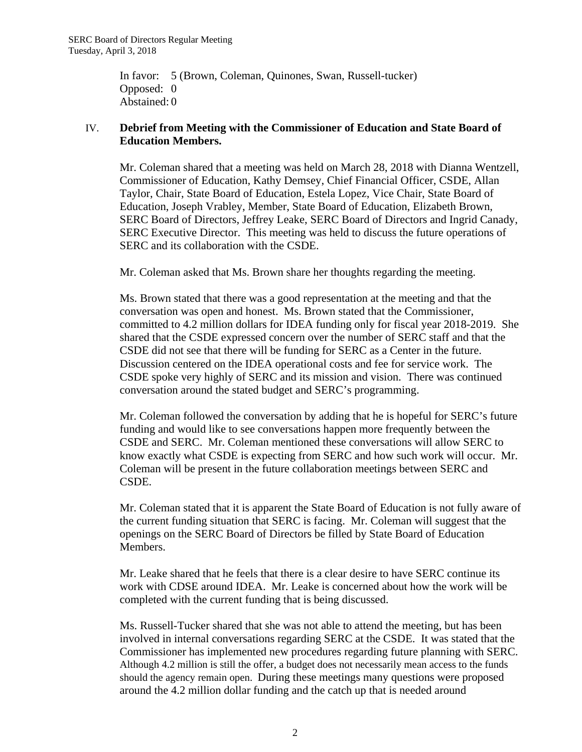In favor: 5 (Brown, Coleman, Quinones, Swan, Russell-tucker)
Opposed: 0
Abstained: 0

IV. **Debrief from Meeting with the Commissioner of Education and State Board of Education Members.**

Mr. Coleman shared that a meeting was held on March 28, 2018 with Dianna Wentzell, Commissioner of Education, Kathy Demsey, Chief Financial Officer, CSDE, Allan Taylor, Chair, State Board of Education, Estela Lopez, Vice Chair, State Board of Education, Joseph Vrabley, Member, State Board of Education, Elizabeth Brown, SERC Board of Directors, Jeffrey Leake, SERC Board of Directors and Ingrid Canady, SERC Executive Director. This meeting was held to discuss the future operations of SERC and its collaboration with the CSDE.

Mr. Coleman asked that Ms. Brown share her thoughts regarding the meeting.

Ms. Brown stated that there was a good representation at the meeting and that the conversation was open and honest. Ms. Brown stated that the Commissioner, committed to 4.2 million dollars for IDEA funding only for fiscal year 2018-2019. She shared that the CSDE expressed concern over the number of SERC staff and that the CSDE did not see that there will be funding for SERC as a Center in the future. Discussion centered on the IDEA operational costs and fee for service work. The CSDE spoke very highly of SERC and its mission and vision. There was continued conversation around the stated budget and SERC's programming.

Mr. Coleman followed the conversation by adding that he is hopeful for SERC's future funding and would like to see conversations happen more frequently between the CSDE and SERC. Mr. Coleman mentioned these conversations will allow SERC to know exactly what CSDE is expecting from SERC and how such work will occur. Mr. Coleman will be present in the future collaboration meetings between SERC and CSDE.

Mr. Coleman stated that it is apparent the State Board of Education is not fully aware of the current funding situation that SERC is facing. Mr. Coleman will suggest that the openings on the SERC Board of Directors be filled by State Board of Education Members.

Mr. Leake shared that he feels that there is a clear desire to have SERC continue its work with CDSE around IDEA. Mr. Leake is concerned about how the work will be completed with the current funding that is being discussed.

Ms. Russell-Tucker shared that she was not able to attend the meeting, but has been involved in internal conversations regarding SERC at the CSDE. It was stated that the Commissioner has implemented new procedures regarding future planning with SERC. Although 4.2 million is still the offer, a budget does not necessarily mean access to the funds should the agency remain open. During these meetings many questions were proposed around the 4.2 million dollar funding and the catch up that is needed around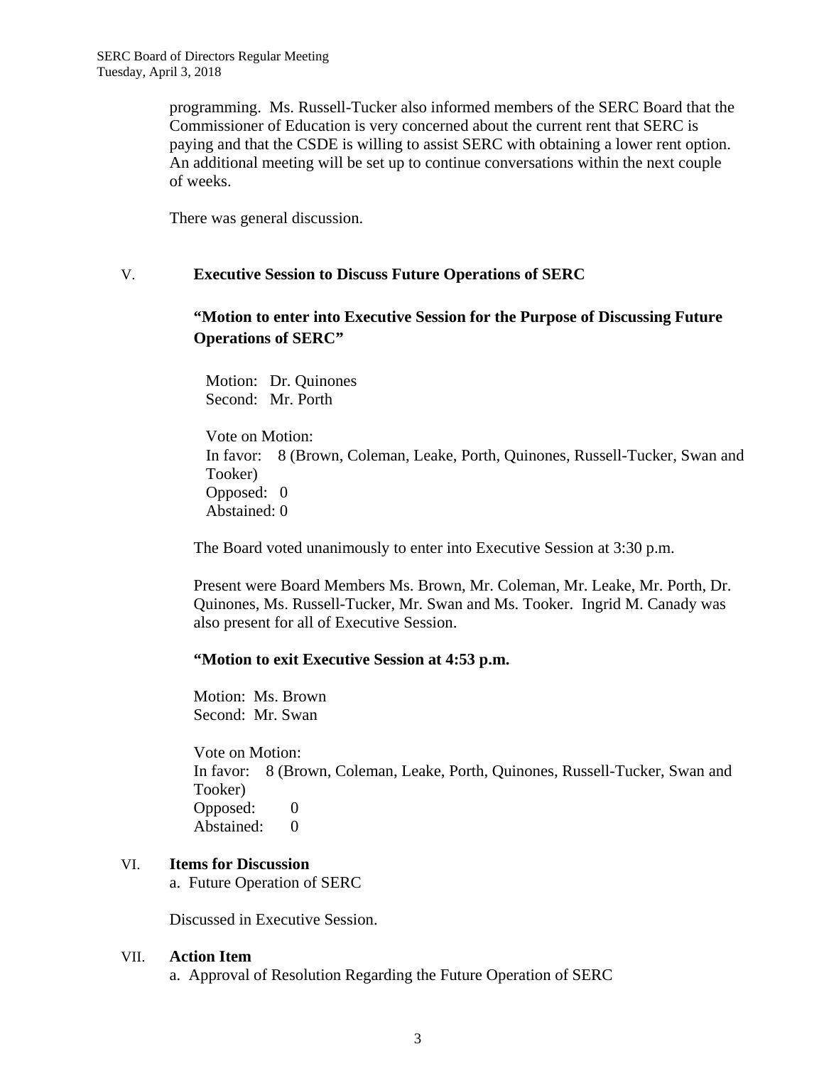programming. Ms. Russell-Tucker also informed members of the SERC Board that the Commissioner of Education is very concerned about the current rent that SERC is paying and that the CSDE is willing to assist SERC with obtaining a lower rent option. An additional meeting will be set up to continue conversations within the next couple of weeks.

There was general discussion.

V. **Executive Session to Discuss Future Operations of SERC**

**"Motion to enter into Executive Session for the Purpose of Discussing Future Operations of SERC"**

Motion: Dr. Quinones
Second: Mr. Porth

Vote on Motion:
In favor: 8 (Brown, Coleman, Leake, Porth, Quinones, Russell-Tucker, Swan and Tooker)
Opposed: 0
Abstained: 0

The Board voted unanimously to enter into Executive Session at 3:30 p.m.

Present were Board Members Ms. Brown, Mr. Coleman, Mr. Leake, Mr. Porth, Dr. Quinones, Ms. Russell-Tucker, Mr. Swan and Ms. Tooker. Ingrid M. Canady was also present for all of Executive Session.

**"Motion to exit Executive Session at 4:53 p.m.**

Motion: Ms. Brown
Second: Mr. Swan

Vote on Motion:
In favor: 8 (Brown, Coleman, Leake, Porth, Quinones, Russell-Tucker, Swan and Tooker)
Opposed: 0
Abstained: 0

VI. **Items for Discussion**

a. Future Operation of SERC

Discussed in Executive Session.

VII. **Action Item**

a. Approval of Resolution Regarding the Future Operation of SERC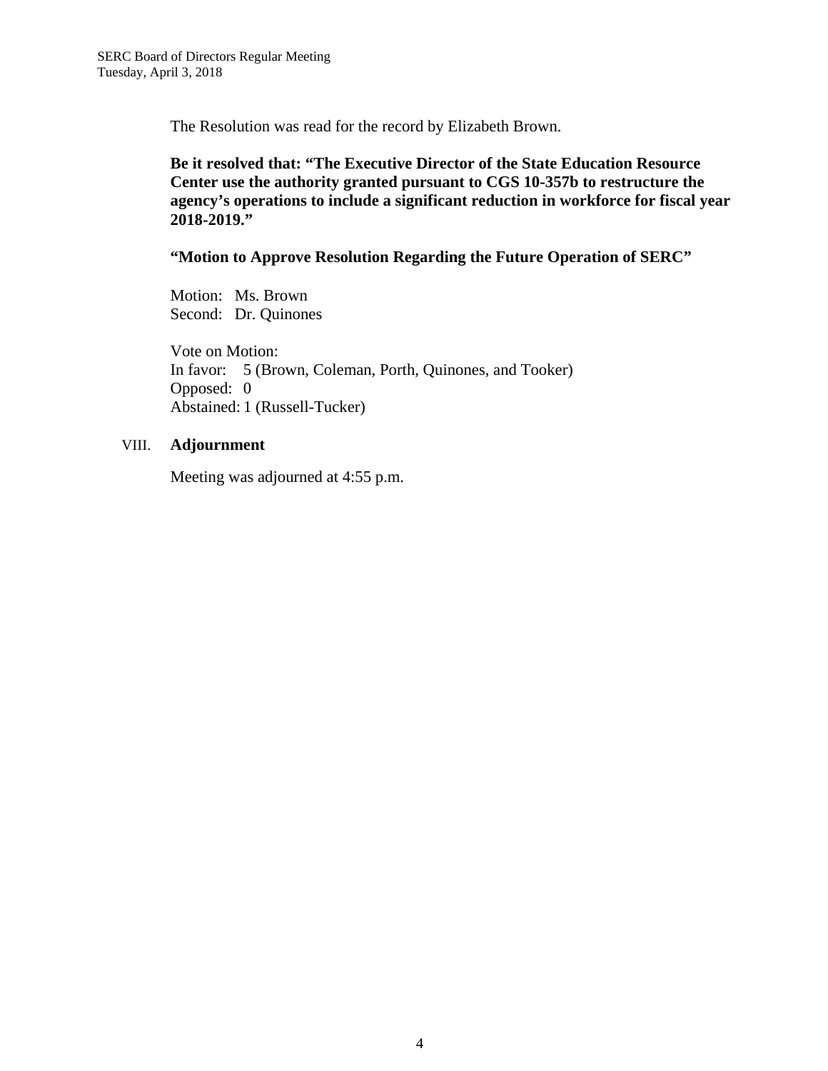The Resolution was read for the record by Elizabeth Brown.

**Be it resolved that: "The Executive Director of the State Education Resource Center use the authority granted pursuant to CGS 10-357b to restructure the agency's operations to include a significant reduction in workforce for fiscal year 2018-2019."**

**"Motion to Approve Resolution Regarding the Future Operation of SERC"**

Motion: Ms. Brown
Second: Dr. Quinones

Vote on Motion:
In favor: 5 (Brown, Coleman, Porth, Quinones, and Tooker)
Opposed: 0
Abstained: 1 (Russell-Tucker)

## VIII. Adjournment

Meeting was adjourned at 4:55 p.m.